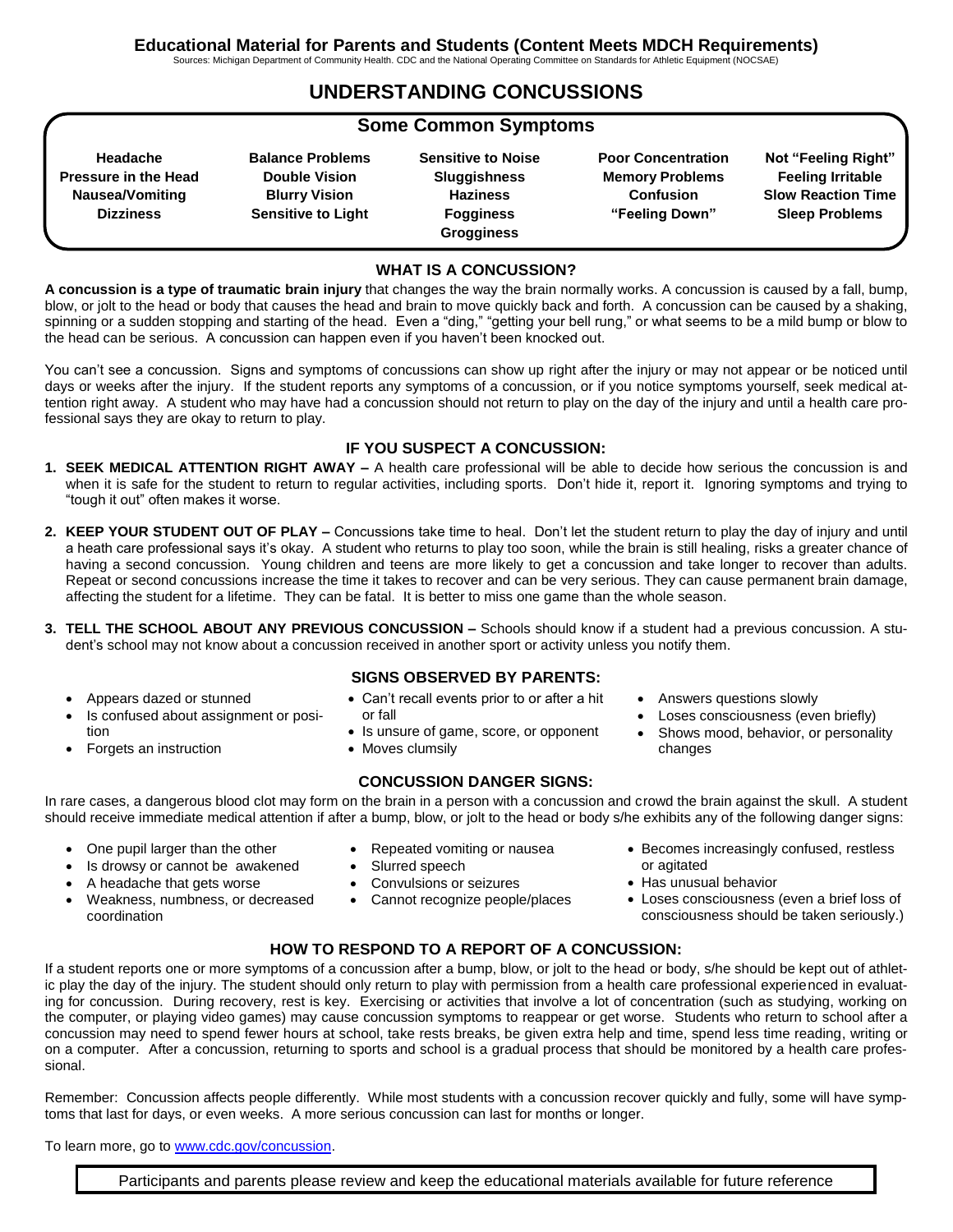**Educational Material for Parents and Students (Content Meets MDCH Requirements)**

Sources: Michigan Department of Community Health. CDC and the National Operating Committee on Standards for Athletic Equipment (NOCSAE)

# UNDERSTANDING CONCUSSIONS

## Some Common Symptoms

| | | | | |
|---|---|---|---|---|
| **Headache** | **Balance Problems** | **Sensitive to Noise** | **Poor Concentration** | **Not "Feeling Right"** |
| **Pressure in the Head** | **Double Vision** | **Sluggishness** | **Memory Problems** | **Feeling Irritable** |
| **Nausea/Vomiting** | **Blurry Vision** | **Haziness** | **Confusion** | **Slow Reaction Time** |
| **Dizziness** | **Sensitive to Light** | **Fogginess** | **"Feeling Down"** | **Sleep Problems** |
| | | **Grogginess** | | |

## WHAT IS A CONCUSSION?

**A concussion is a type of traumatic brain injury** that changes the way the brain normally works. A concussion is caused by a fall, bump, blow, or jolt to the head or body that causes the head and brain to move quickly back and forth. A concussion can be caused by a shaking, spinning or a sudden stopping and starting of the head. Even a "ding," "getting your bell rung," or what seems to be a mild bump or blow to the head can be serious. A concussion can happen even if you haven't been knocked out.

You can't see a concussion. Signs and symptoms of concussions can show up right after the injury or may not appear or be noticed until days or weeks after the injury. If the student reports any symptoms of a concussion, or if you notice symptoms yourself, seek medical attention right away. A student who may have had a concussion should not return to play on the day of the injury and until a health care professional says they are okay to return to play.

## IF YOU SUSPECT A CONCUSSION:

1. **SEEK MEDICAL ATTENTION RIGHT AWAY –** A health care professional will be able to decide how serious the concussion is and when it is safe for the student to return to regular activities, including sports. Don't hide it, report it. Ignoring symptoms and trying to "tough it out" often makes it worse.

2. **KEEP YOUR STUDENT OUT OF PLAY –** Concussions take time to heal. Don't let the student return to play the day of injury and until a heath care professional says it's okay. A student who returns to play too soon, while the brain is still healing, risks a greater chance of having a second concussion. Young children and teens are more likely to get a concussion and take longer to recover than adults. Repeat or second concussions increase the time it takes to recover and can be very serious. They can cause permanent brain damage, affecting the student for a lifetime. They can be fatal. It is better to miss one game than the whole season.

3. **TELL THE SCHOOL ABOUT ANY PREVIOUS CONCUSSION –** Schools should know if a student had a previous concussion. A student's school may not know about a concussion received in another sport or activity unless you notify them.

## SIGNS OBSERVED BY PARENTS:

- Appears dazed or stunned
- Is confused about assignment or position
- Forgets an instruction
- Can't recall events prior to or after a hit or fall
- Is unsure of game, score, or opponent
- Moves clumsily
- Answers questions slowly
- Loses consciousness (even briefly)
- Shows mood, behavior, or personality changes

## CONCUSSION DANGER SIGNS:

In rare cases, a dangerous blood clot may form on the brain in a person with a concussion and crowd the brain against the skull. A student should receive immediate medical attention if after a bump, blow, or jolt to the head or body s/he exhibits any of the following danger signs:

- One pupil larger than the other
- Is drowsy or cannot be awakened
- A headache that gets worse
- Weakness, numbness, or decreased coordination
- Repeated vomiting or nausea
- Slurred speech
- Convulsions or seizures
- Cannot recognize people/places
- Becomes increasingly confused, restless or agitated
- Has unusual behavior
- Loses consciousness (even a brief loss of consciousness should be taken seriously.)

## HOW TO RESPOND TO A REPORT OF A CONCUSSION:

If a student reports one or more symptoms of a concussion after a bump, blow, or jolt to the head or body, s/he should be kept out of athletic play the day of the injury. The student should only return to play with permission from a health care professional experienced in evaluating for concussion. During recovery, rest is key. Exercising or activities that involve a lot of concentration (such as studying, working on the computer, or playing video games) may cause concussion symptoms to reappear or get worse. Students who return to school after a concussion may need to spend fewer hours at school, take rests breaks, be given extra help and time, spend less time reading, writing or on a computer. After a concussion, returning to sports and school is a gradual process that should be monitored by a health care professional.

Remember: Concussion affects people differently. While most students with a concussion recover quickly and fully, some will have symptoms that last for days, or even weeks. A more serious concussion can last for months or longer.

To learn more, go to www.cdc.gov/concussion.

Participants and parents please review and keep the educational materials available for future reference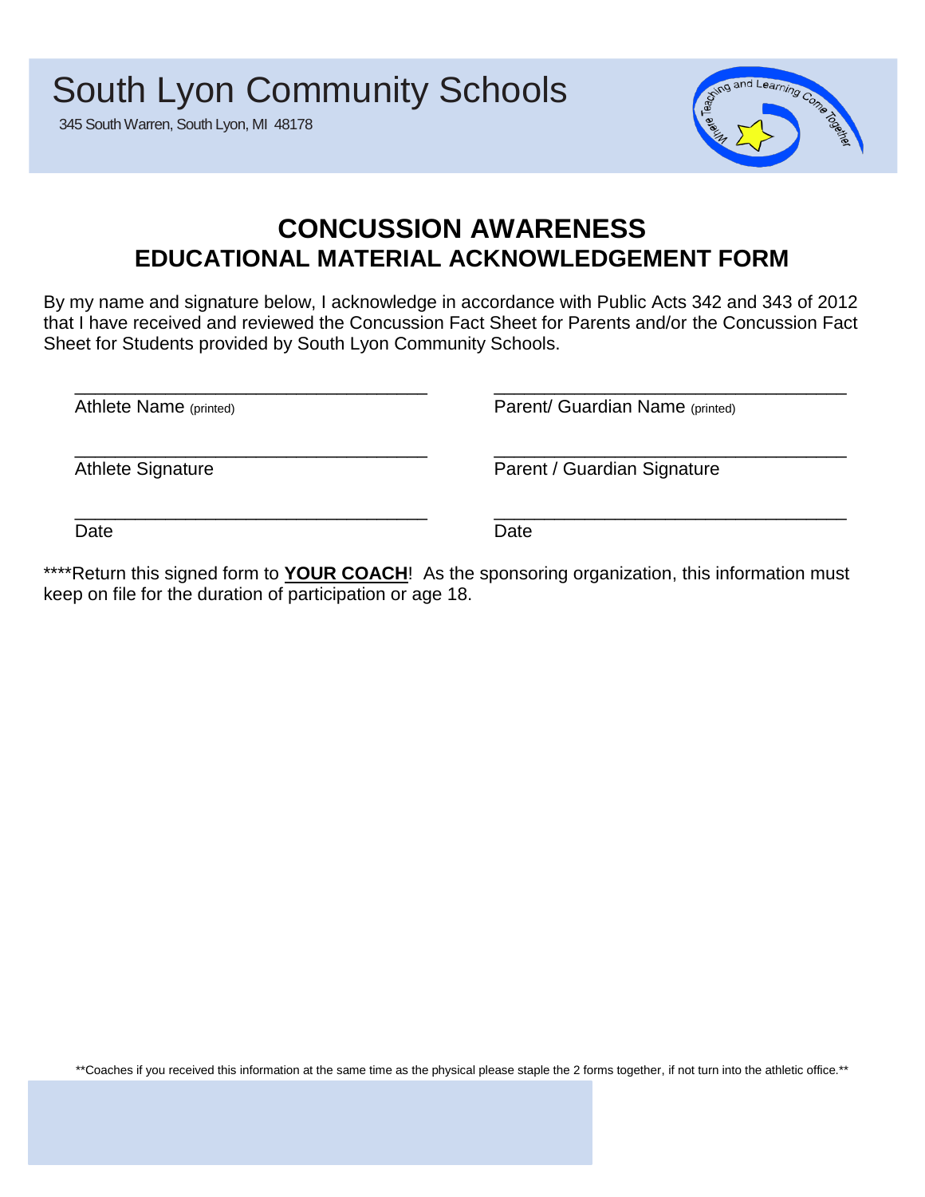# South Lyon Community Schools

345 South Warren, South Lyon, MI 48178

## CONCUSSION AWARENESS
## EDUCATIONAL MATERIAL ACKNOWLEDGEMENT FORM

By my name and signature below, I acknowledge in accordance with Public Acts 342 and 343 of 2012 that I have received and reviewed the Concussion Fact Sheet for Parents and/or the Concussion Fact Sheet for Students provided by South Lyon Community Schools.

| | |
|---|---|
| ___________________________________ | ___________________________________ |
| Athlete Name (printed) | Parent/ Guardian Name (printed) |
| ___________________________________ | ___________________________________ |
| Athlete Signature | Parent / Guardian Signature |
| ___________________________________ | ___________________________________ |
| Date | Date |

****Return this signed form to **YOUR COACH**! As the sponsoring organization, this information must keep on file for the duration of participation or age 18.

**Coaches if you received this information at the same time as the physical please staple the 2 forms together, if not turn into the athletic office.**